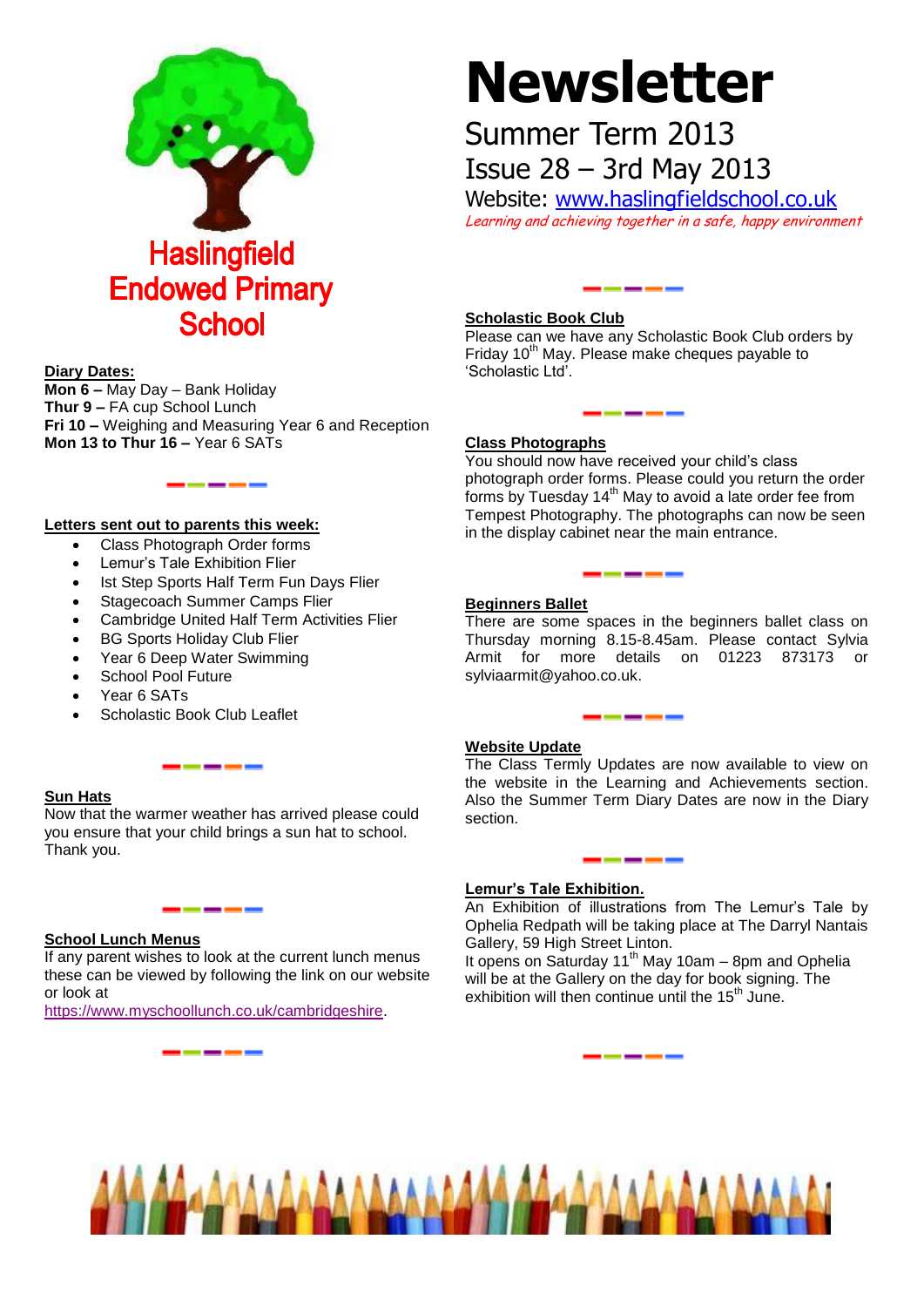# Haslingfield Endowed Primary School

# Newsletter

## Summer Term 2013

## Issue 28 – 3rd May 2013

Website: www.haslingfieldschool.co.uk

*Learning and achieving together in a safe, happy environment*

**Diary Dates:**

**Mon 6 –** May Day – Bank Holiday
**Thur 9 –** FA cup School Lunch
**Fri 10 –** Weighing and Measuring Year 6 and Reception
**Mon 13 to Thur 16 –** Year 6 SATs

**Letters sent out to parents this week:**

- Class Photograph Order forms
- Lemur's Tale Exhibition Flier
- Ist Step Sports Half Term Fun Days Flier
- Stagecoach Summer Camps Flier
- Cambridge United Half Term Activities Flier
- BG Sports Holiday Club Flier
- Year 6 Deep Water Swimming
- School Pool Future
- Year 6 SATs
- Scholastic Book Club Leaflet

**Sun Hats**

Now that the warmer weather has arrived please could you ensure that your child brings a sun hat to school. Thank you.

**School Lunch Menus**

If any parent wishes to look at the current lunch menus these can be viewed by following the link on our website or look at https://www.myschoollunch.co.uk/cambridgeshire.

**Scholastic Book Club**

Please can we have any Scholastic Book Club orders by Friday 10th May. Please make cheques payable to 'Scholastic Ltd'.

**Class Photographs**

You should now have received your child's class photograph order forms. Please could you return the order forms by Tuesday 14th May to avoid a late order fee from Tempest Photography. The photographs can now be seen in the display cabinet near the main entrance.

**Beginners Ballet**

There are some spaces in the beginners ballet class on Thursday morning 8.15-8.45am. Please contact Sylvia Armit for more details on 01223 873173 or sylviaarmit@yahoo.co.uk.

**Website Update**

The Class Termly Updates are now available to view on the website in the Learning and Achievements section. Also the Summer Term Diary Dates are now in the Diary section.

**Lemur's Tale Exhibition.**

An Exhibition of illustrations from The Lemur's Tale by Ophelia Redpath will be taking place at The Darryl Nantais Gallery, 59 High Street Linton.
It opens on Saturday 11th May 10am – 8pm and Ophelia will be at the Gallery on the day for book signing. The exhibition will then continue until the 15th June.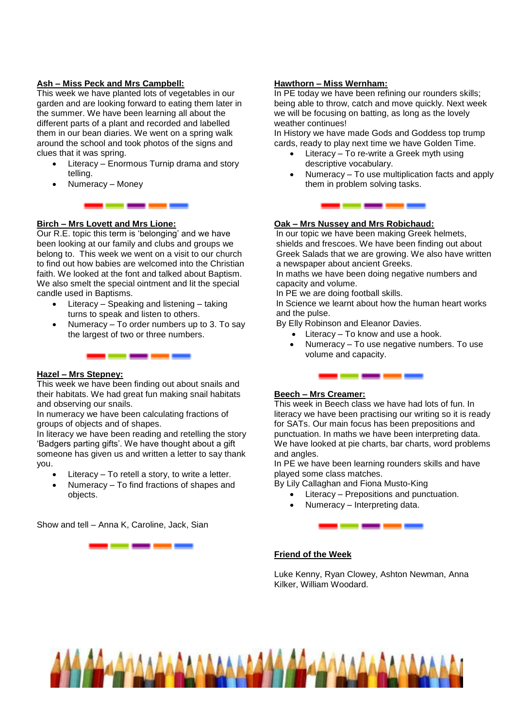**Ash – Miss Peck and Mrs Campbell:**

This week we have planted lots of vegetables in our garden and are looking forward to eating them later in the summer. We have been learning all about the different parts of a plant and recorded and labelled them in our bean diaries. We went on a spring walk around the school and took photos of the signs and clues that it was spring.

- Literacy – Enormous Turnip drama and story telling.
- Numeracy – Money

**Birch – Mrs Lovett and Mrs Lione:**

Our R.E. topic this term is 'belonging' and we have been looking at our family and clubs and groups we belong to. This week we went on a visit to our church to find out how babies are welcomed into the Christian faith. We looked at the font and talked about Baptism. We also smelt the special ointment and lit the special candle used in Baptisms.

- Literacy – Speaking and listening – taking turns to speak and listen to others.
- Numeracy – To order numbers up to 3. To say the largest of two or three numbers.

**Hazel – Mrs Stepney:**

This week we have been finding out about snails and their habitats. We had great fun making snail habitats and observing our snails.

In numeracy we have been calculating fractions of groups of objects and of shapes.

In literacy we have been reading and retelling the story 'Badgers parting gifts'. We have thought about a gift someone has given us and written a letter to say thank you.

- Literacy – To retell a story, to write a letter.
- Numeracy – To find fractions of shapes and objects.

Show and tell – Anna K, Caroline, Jack, Sian

**Hawthorn – Miss Wernham:**

In PE today we have been refining our rounders skills; being able to throw, catch and move quickly. Next week we will be focusing on batting, as long as the lovely weather continues!

In History we have made Gods and Goddess top trump cards, ready to play next time we have Golden Time.

- Literacy – To re-write a Greek myth using descriptive vocabulary.
- Numeracy – To use multiplication facts and apply them in problem solving tasks.

**Oak – Mrs Nussey and Mrs Robichaud:**

In our topic we have been making Greek helmets, shields and frescoes. We have been finding out about Greek Salads that we are growing. We also have written a newspaper about ancient Greeks.

In maths we have been doing negative numbers and capacity and volume.

In PE we are doing football skills.

In Science we learnt about how the human heart works and the pulse.

By Elly Robinson and Eleanor Davies.

- Literacy – To know and use a hook.
- Numeracy – To use negative numbers. To use volume and capacity.

**Beech – Mrs Creamer:**

This week in Beech class we have had lots of fun. In literacy we have been practising our writing so it is ready for SATs. Our main focus has been prepositions and punctuation. In maths we have been interpreting data. We have looked at pie charts, bar charts, word problems and angles.

In PE we have been learning rounders skills and have played some class matches.

By Lily Callaghan and Fiona Musto-King

- Literacy – Prepositions and punctuation.
- Numeracy – Interpreting data.

**Friend of the Week**

Luke Kenny, Ryan Clowey, Ashton Newman, Anna Kilker, William Woodard.